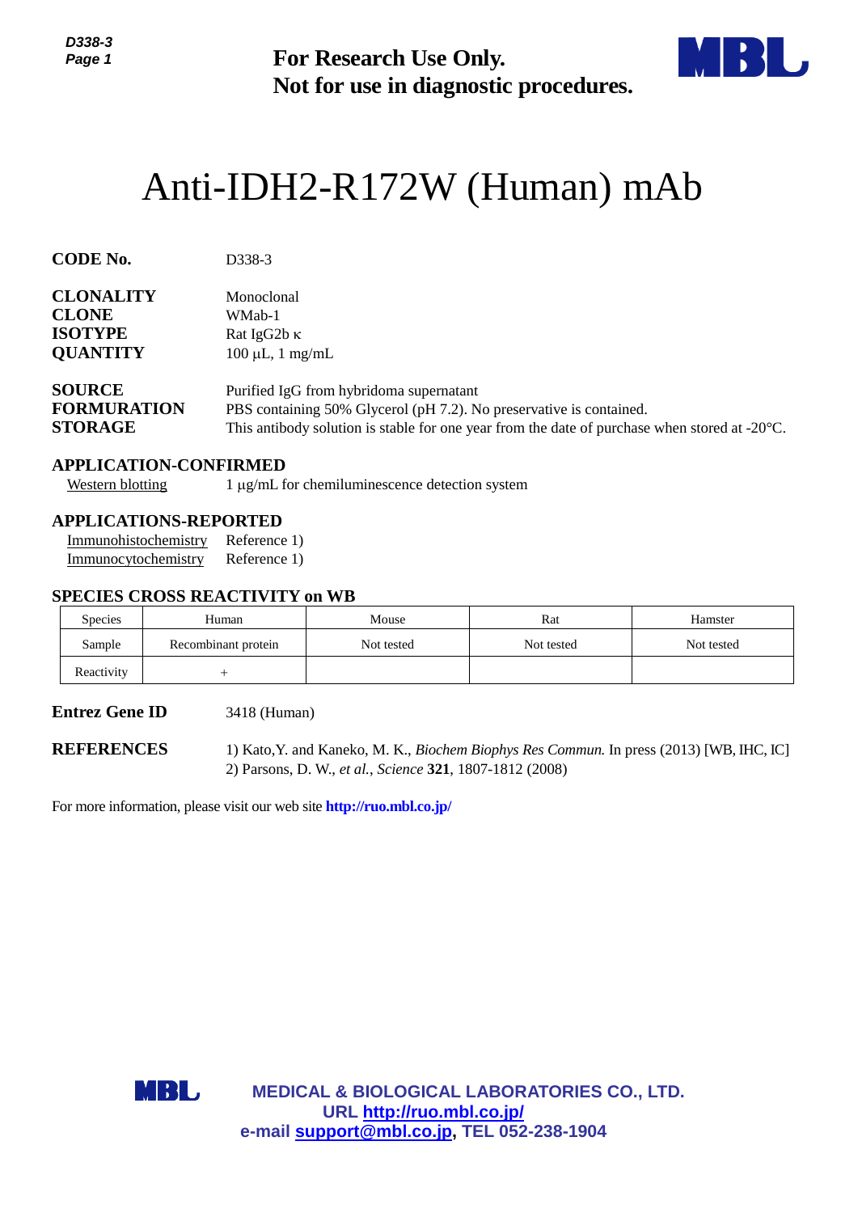**For Research Use Only.**
**Not for use in diagnostic procedures.**

# Anti-IDH2-R172W (Human) mAb

**CODE No.** D338-3

**CLONALITY** Monoclonal
**CLONE** WMab-1
**ISOTYPE** Rat IgG2b κ
**QUANTITY** 100 µL, 1 mg/mL

**SOURCE** Purified IgG from hybridoma supernatant
**FORMURATION** PBS containing 50% Glycerol (pH 7.2). No preservative is contained.
**STORAGE** This antibody solution is stable for one year from the date of purchase when stored at -20°C.

## APPLICATION-CONFIRMED

Western blotting 1 µg/mL for chemiluminescence detection system

## APPLICATIONS-REPORTED

Immunohistochemistry Reference 1)
Immunocytochemistry Reference 1)

## SPECIES CROSS REACTIVITY on WB

| Species | Human | Mouse | Rat | Hamster |
|---|---|---|---|---|
| Sample | Recombinant protein | Not tested | Not tested | Not tested |
| Reactivity | + | | | |

**Entrez Gene ID** 3418 (Human)

**REFERENCES**
1) Kato,Y. and Kaneko, M. K., *Biochem Biophys Res Commun.* In press (2013) [WB, IHC, IC]
2) Parsons, D. W., *et al.*, *Science* **321**, 1807-1812 (2008)

For more information, please visit our web site **http://ruo.mbl.co.jp/**

**MEDICAL & BIOLOGICAL LABORATORIES CO., LTD.**
**URL http://ruo.mbl.co.jp/**
**e-mail support@mbl.co.jp, TEL 052-238-1904**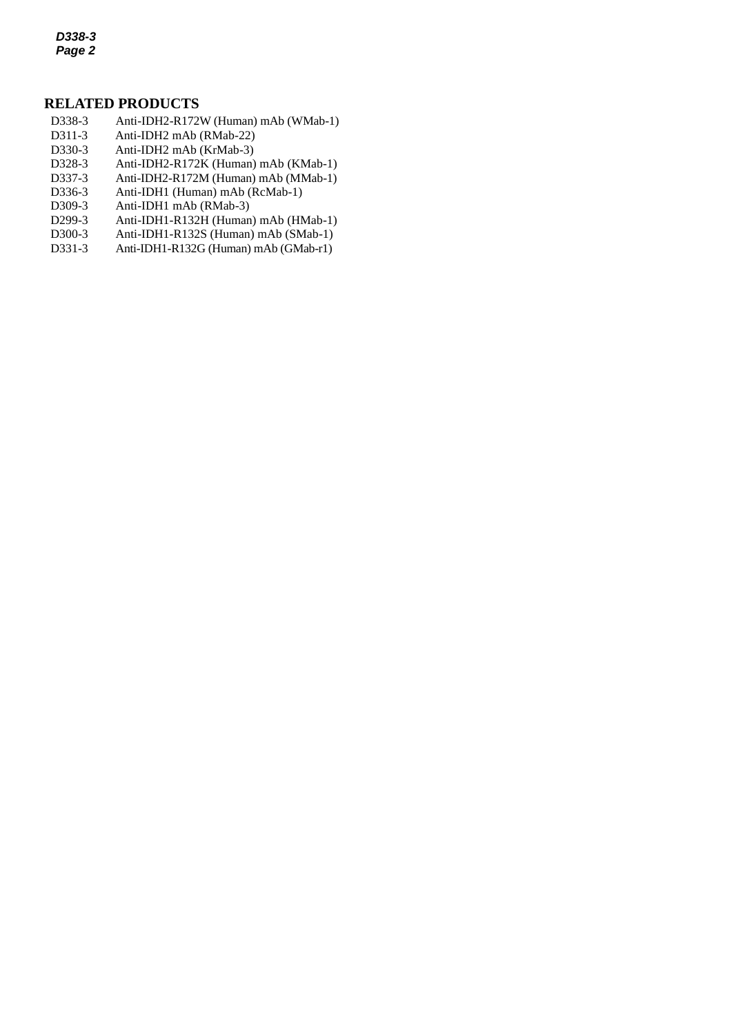## RELATED PRODUCTS

| | |
|---|---|
| D338-3 | Anti-IDH2-R172W (Human) mAb (WMab-1) |
| D311-3 | Anti-IDH2 mAb (RMab-22) |
| D330-3 | Anti-IDH2 mAb (KrMab-3) |
| D328-3 | Anti-IDH2-R172K (Human) mAb (KMab-1) |
| D337-3 | Anti-IDH2-R172M (Human) mAb (MMab-1) |
| D336-3 | Anti-IDH1 (Human) mAb (RcMab-1) |
| D309-3 | Anti-IDH1 mAb (RMab-3) |
| D299-3 | Anti-IDH1-R132H (Human) mAb (HMab-1) |
| D300-3 | Anti-IDH1-R132S (Human) mAb (SMab-1) |
| D331-3 | Anti-IDH1-R132G (Human) mAb (GMab-r1) |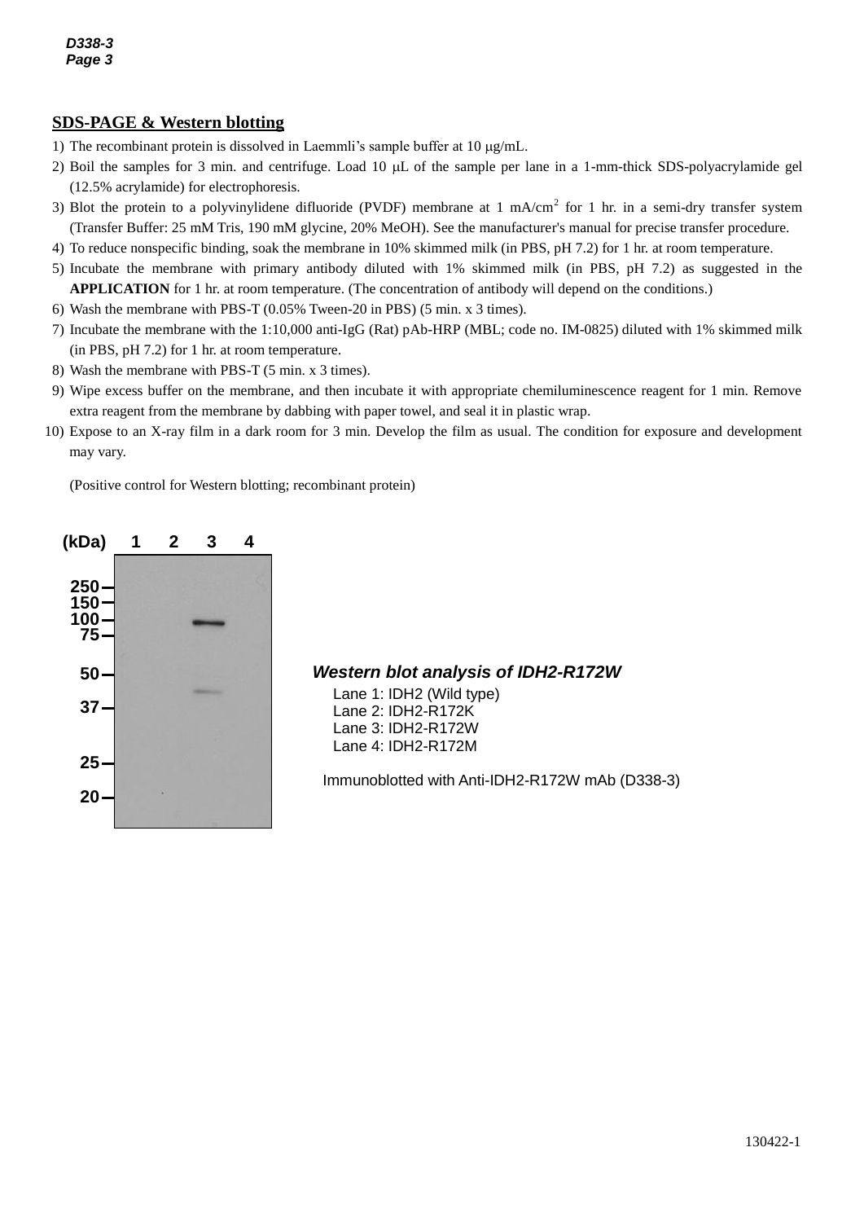## SDS-PAGE & Western blotting

1) The recombinant protein is dissolved in Laemmli's sample buffer at 10 μg/mL.
2) Boil the samples for 3 min. and centrifuge. Load 10 μL of the sample per lane in a 1-mm-thick SDS-polyacrylamide gel (12.5% acrylamide) for electrophoresis.
3) Blot the protein to a polyvinylidene difluoride (PVDF) membrane at 1 mA/cm$^2$ for 1 hr. in a semi-dry transfer system (Transfer Buffer: 25 mM Tris, 190 mM glycine, 20% MeOH). See the manufacturer's manual for precise transfer procedure.
4) To reduce nonspecific binding, soak the membrane in 10% skimmed milk (in PBS, pH 7.2) for 1 hr. at room temperature.
5) Incubate the membrane with primary antibody diluted with 1% skimmed milk (in PBS, pH 7.2) as suggested in the **APPLICATION** for 1 hr. at room temperature. (The concentration of antibody will depend on the conditions.)
6) Wash the membrane with PBS-T (0.05% Tween-20 in PBS) (5 min. x 3 times).
7) Incubate the membrane with the 1:10,000 anti-IgG (Rat) pAb-HRP (MBL; code no. IM-0825) diluted with 1% skimmed milk (in PBS, pH 7.2) for 1 hr. at room temperature.
8) Wash the membrane with PBS-T (5 min. x 3 times).
9) Wipe excess buffer on the membrane, and then incubate it with appropriate chemiluminescence reagent for 1 min. Remove extra reagent from the membrane by dabbing with paper towel, and seal it in plastic wrap.
10) Expose to an X-ray film in a dark room for 3 min. Develop the film as usual. The condition for exposure and development may vary.

(Positive control for Western blotting; recombinant protein)

(kDa) 1 2 3 4

250
150
100
75
50
37
25
20

***Western blot analysis of IDH2-R172W***

Lane 1: IDH2 (Wild type)
Lane 2: IDH2-R172K
Lane 3: IDH2-R172W
Lane 4: IDH2-R172M

Immunoblotted with Anti-IDH2-R172W mAb (D338-3)

130422-1